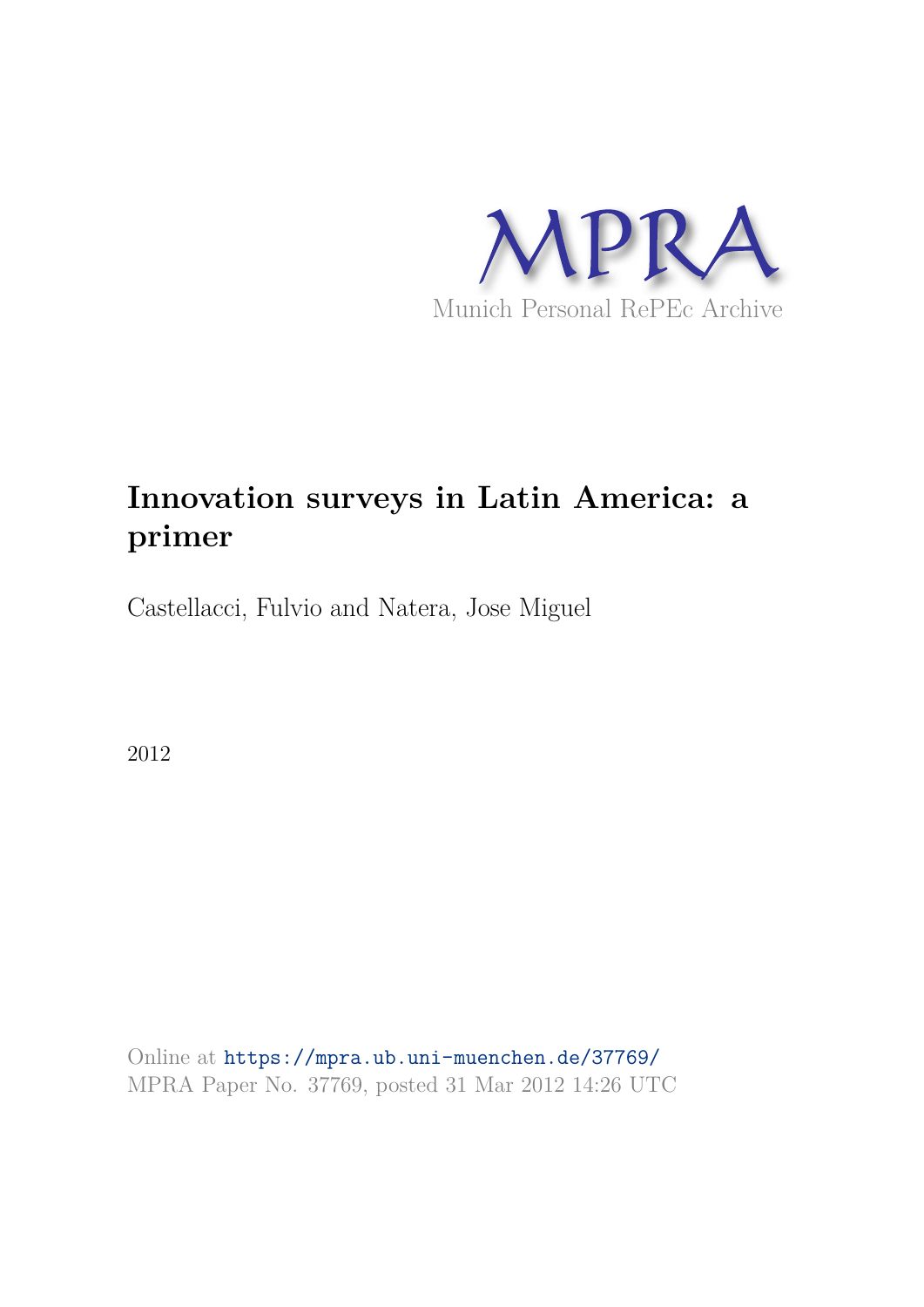MPRA

Munich Personal RePEc Archive

# Innovation surveys in Latin America: a primer

Castellacci, Fulvio and Natera, Jose Miguel

2012

Online at https://mpra.ub.uni-muenchen.de/37769/
MPRA Paper No. 37769, posted 31 Mar 2012 14:26 UTC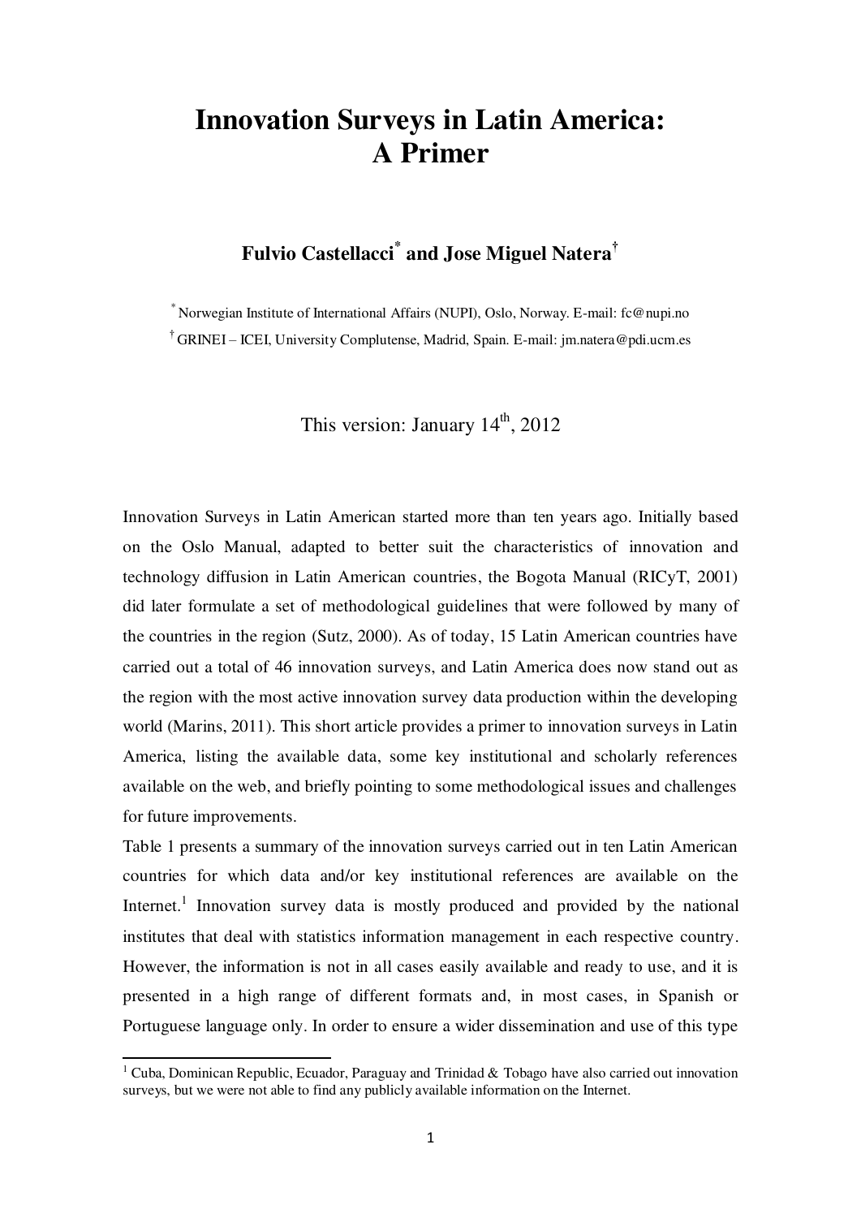# Innovation Surveys in Latin America: A Primer

**Fulvio Castellacci[*] and Jose Miguel Natera[†]**

[*] Norwegian Institute of International Affairs (NUPI), Oslo, Norway. E-mail: fc@nupi.no

[†] GRINEI – ICEI, University Complutense, Madrid, Spain. E-mail: jm.natera@pdi.ucm.es

This version: January 14th, 2012

Innovation Surveys in Latin American started more than ten years ago. Initially based on the Oslo Manual, adapted to better suit the characteristics of innovation and technology diffusion in Latin American countries, the Bogota Manual (RICyT, 2001) did later formulate a set of methodological guidelines that were followed by many of the countries in the region (Sutz, 2000). As of today, 15 Latin American countries have carried out a total of 46 innovation surveys, and Latin America does now stand out as the region with the most active innovation survey data production within the developing world (Marins, 2011). This short article provides a primer to innovation surveys in Latin America, listing the available data, some key institutional and scholarly references available on the web, and briefly pointing to some methodological issues and challenges for future improvements.

Table 1 presents a summary of the innovation surveys carried out in ten Latin American countries for which data and/or key institutional references are available on the Internet.[1] Innovation survey data is mostly produced and provided by the national institutes that deal with statistics information management in each respective country. However, the information is not in all cases easily available and ready to use, and it is presented in a high range of different formats and, in most cases, in Spanish or Portuguese language only. In order to ensure a wider dissemination and use of this type

[1] Cuba, Dominican Republic, Ecuador, Paraguay and Trinidad & Tobago have also carried out innovation surveys, but we were not able to find any publicly available information on the Internet.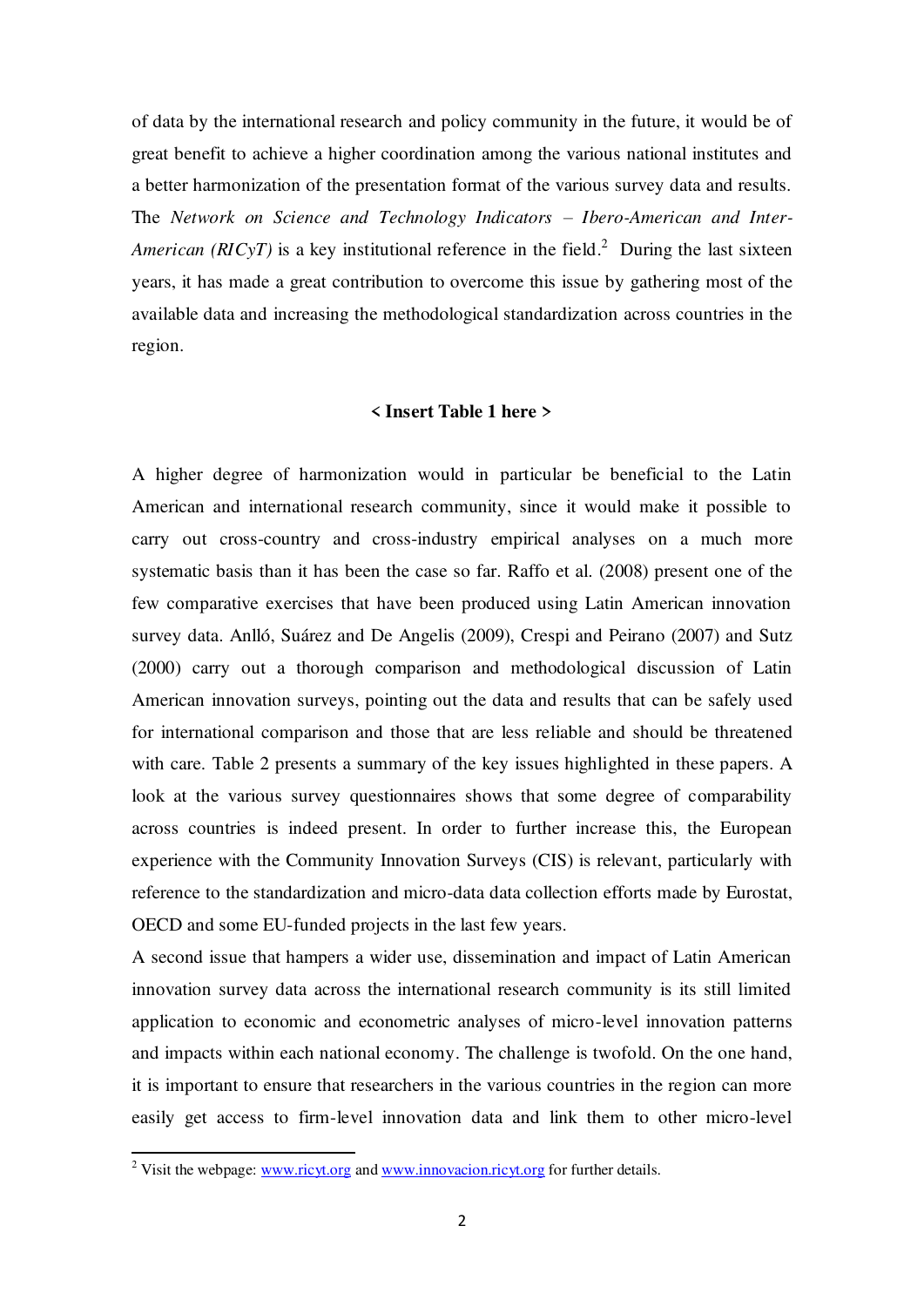of data by the international research and policy community in the future, it would be of great benefit to achieve a higher coordination among the various national institutes and a better harmonization of the presentation format of the various survey data and results. The *Network on Science and Technology Indicators – Ibero-American and Inter-American (RICyT)* is a key institutional reference in the field.[2] During the last sixteen years, it has made a great contribution to overcome this issue by gathering most of the available data and increasing the methodological standardization across countries in the region.

**< Insert Table 1 here >**

A higher degree of harmonization would in particular be beneficial to the Latin American and international research community, since it would make it possible to carry out cross-country and cross-industry empirical analyses on a much more systematic basis than it has been the case so far. Raffo et al. (2008) present one of the few comparative exercises that have been produced using Latin American innovation survey data. Anlló, Suárez and De Angelis (2009), Crespi and Peirano (2007) and Sutz (2000) carry out a thorough comparison and methodological discussion of Latin American innovation surveys, pointing out the data and results that can be safely used for international comparison and those that are less reliable and should be threatened with care. Table 2 presents a summary of the key issues highlighted in these papers. A look at the various survey questionnaires shows that some degree of comparability across countries is indeed present. In order to further increase this, the European experience with the Community Innovation Surveys (CIS) is relevant, particularly with reference to the standardization and micro-data data collection efforts made by Eurostat, OECD and some EU-funded projects in the last few years.

A second issue that hampers a wider use, dissemination and impact of Latin American innovation survey data across the international research community is its still limited application to economic and econometric analyses of micro-level innovation patterns and impacts within each national economy. The challenge is twofold. On the one hand, it is important to ensure that researchers in the various countries in the region can more easily get access to firm-level innovation data and link them to other micro-level

[2] Visit the webpage: www.ricyt.org and www.innovacion.ricyt.org for further details.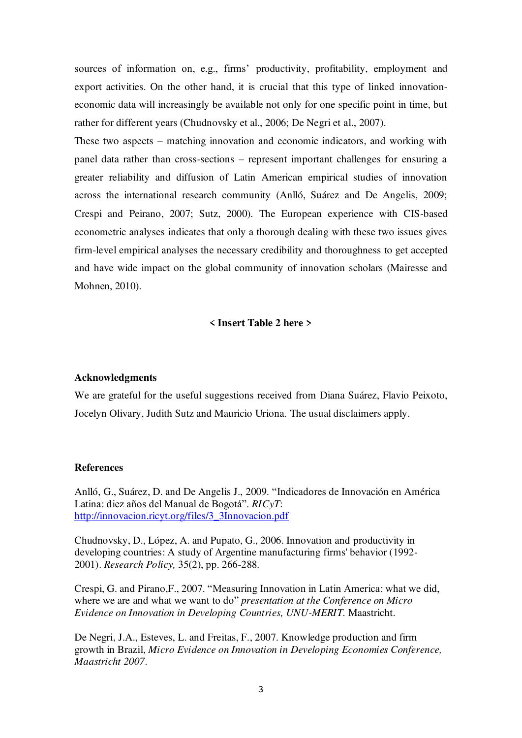sources of information on, e.g., firms' productivity, profitability, employment and export activities. On the other hand, it is crucial that this type of linked innovation-economic data will increasingly be available not only for one specific point in time, but rather for different years (Chudnovsky et al., 2006; De Negri et al., 2007).

These two aspects – matching innovation and economic indicators, and working with panel data rather than cross-sections – represent important challenges for ensuring a greater reliability and diffusion of Latin American empirical studies of innovation across the international research community (Anlló, Suárez and De Angelis, 2009; Crespi and Peirano, 2007; Sutz, 2000). The European experience with CIS-based econometric analyses indicates that only a thorough dealing with these two issues gives firm-level empirical analyses the necessary credibility and thoroughness to get accepted and have wide impact on the global community of innovation scholars (Mairesse and Mohnen, 2010).

**< Insert Table 2 here >**

**Acknowledgments**

We are grateful for the useful suggestions received from Diana Suárez, Flavio Peixoto, Jocelyn Olivary, Judith Sutz and Mauricio Uriona. The usual disclaimers apply.

**References**

Anlló, G., Suárez, D. and De Angelis J., 2009. "Indicadores de Innovación en América Latina: diez años del Manual de Bogotá". *RICyT*: http://innovacion.ricyt.org/files/3_3Innovacion.pdf

Chudnovsky, D., López, A. and Pupato, G., 2006. Innovation and productivity in developing countries: A study of Argentine manufacturing firms' behavior (1992-2001). *Research Policy,* 35(2), pp. 266-288.

Crespi, G. and Pirano,F., 2007. "Measuring Innovation in Latin America: what we did, where we are and what we want to do" *presentation at the Conference on Micro Evidence on Innovation in Developing Countries, UNU-MERIT*. Maastricht.

De Negri, J.A., Esteves, L. and Freitas, F., 2007. Knowledge production and firm growth in Brazil, *Micro Evidence on Innovation in Developing Economies Conference, Maastricht 2007*.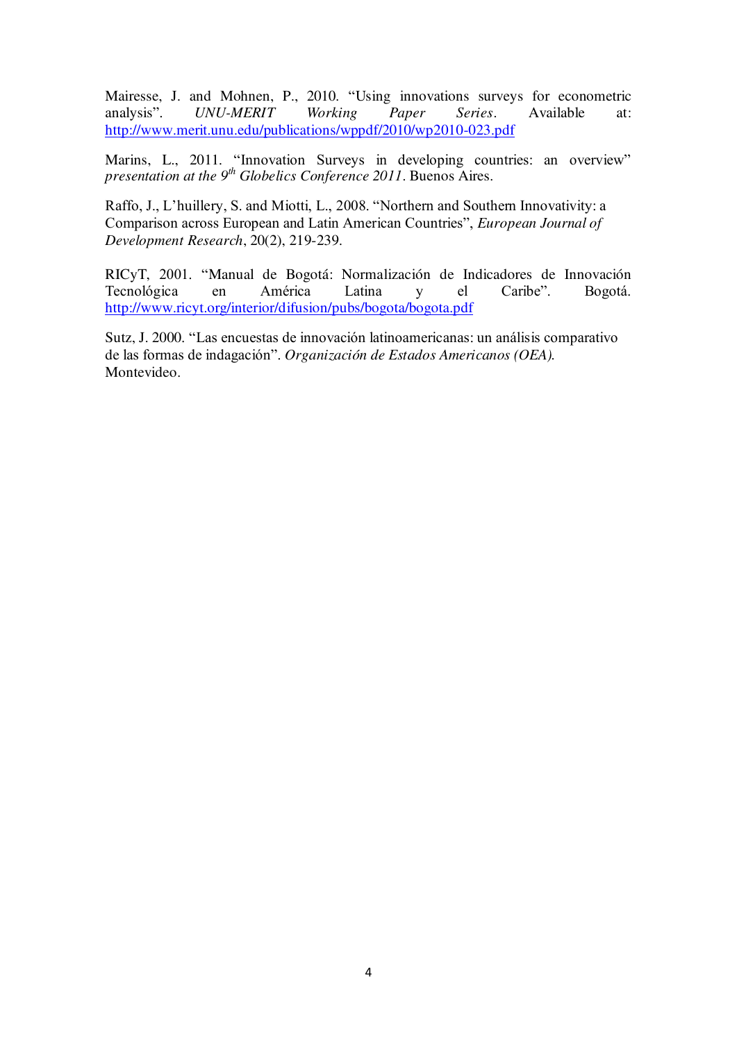Mairesse, J. and Mohnen, P., 2010. "Using innovations surveys for econometric analysis". *UNU-MERIT Working Paper Series*. Available at: http://www.merit.unu.edu/publications/wppdf/2010/wp2010-023.pdf

Marins, L., 2011. "Innovation Surveys in developing countries: an overview" *presentation at the 9th Globelics Conference 2011*. Buenos Aires.

Raffo, J., L'huillery, S. and Miotti, L., 2008. "Northern and Southern Innovativity: a Comparison across European and Latin American Countries", *European Journal of Development Research*, 20(2), 219-239.

RICyT, 2001. "Manual de Bogotá: Normalización de Indicadores de Innovación Tecnológica en América Latina y el Caribe". Bogotá. http://www.ricyt.org/interior/difusion/pubs/bogota/bogota.pdf

Sutz, J. 2000. "Las encuestas de innovación latinoamericanas: un análisis comparativo de las formas de indagación". *Organización de Estados Americanos (OEA).* Montevideo.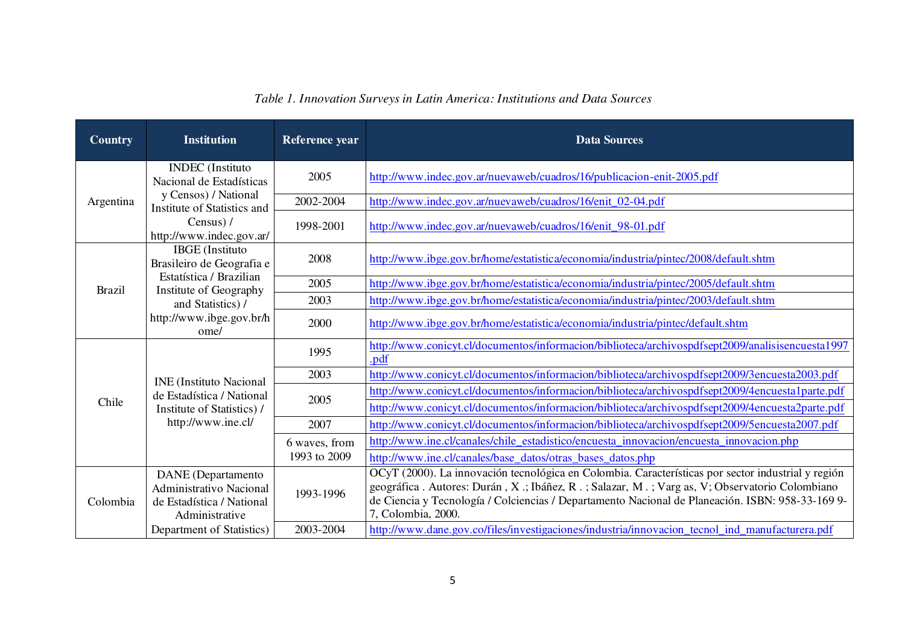*Table 1. Innovation Surveys in Latin America: Institutions and Data Sources*

| Country | Institution | Reference year | Data Sources |
|---|---|---|---|
| Argentina | INDEC (Instituto Nacional de Estadísticas y Censos) / National Institute of Statistics and Census) / http://www.indec.gov.ar/ | 2005 | http://www.indec.gov.ar/nuevaweb/cuadros/16/publicacion-enit-2005.pdf |
| | | 2002-2004 | http://www.indec.gov.ar/nuevaweb/cuadros/16/enit_02-04.pdf |
| | | 1998-2001 | http://www.indec.gov.ar/nuevaweb/cuadros/16/enit_98-01.pdf |
| Brazil | IBGE (Instituto Brasileiro de Geografia e Estatística / Brazilian Institute of Geography and Statistics) / http://www.ibge.gov.br/home/ | 2008 | http://www.ibge.gov.br/home/estatistica/economia/industria/pintec/2008/default.shtm |
| | | 2005 | http://www.ibge.gov.br/home/estatistica/economia/industria/pintec/2005/default.shtm |
| | | 2003 | http://www.ibge.gov.br/home/estatistica/economia/industria/pintec/2003/default.shtm |
| | | 2000 | http://www.ibge.gov.br/home/estatistica/economia/industria/pintec/default.shtm |
| Chile | INE (Instituto Nacional de Estadística / National Institute of Statistics) / http://www.ine.cl/ | 1995 | http://www.conicyt.cl/documentos/informacion/biblioteca/archivospdfsept2009/analisisencuesta1997.pdf |
| | | 2003 | http://www.conicyt.cl/documentos/informacion/biblioteca/archivospdfsept2009/3encuesta2003.pdf |
| | | 2005 | http://www.conicyt.cl/documentos/informacion/biblioteca/archivospdfsept2009/4encuesta1parte.pdf |
| | | | http://www.conicyt.cl/documentos/informacion/biblioteca/archivospdfsept2009/4encuesta2parte.pdf |
| | | 2007 | http://www.conicyt.cl/documentos/informacion/biblioteca/archivospdfsept2009/5encuesta2007.pdf |
| | | 6 waves, from 1993 to 2009 | http://www.ine.cl/canales/chile_estadistico/encuesta_innovacion/encuesta_innovacion.php |
| | | | http://www.ine.cl/canales/base_datos/otras_bases_datos.php |
| Colombia | DANE (Departamento Administrativo Nacional de Estadística / National Administrative Department of Statistics) | 1993-1996 | OCyT (2000). La innovación tecnológica en Colombia. Características por sector industrial y región geográfica . Autores: Durán , X .; Ibáñez, R . ; Salazar, M . ; Varg as, V; Observatorio Colombiano de Ciencia y Tecnología / Colciencias / Departamento Nacional de Planeación. ISBN: 958-33-169 9-7, Colombia, 2000. |
| | | 2003-2004 | http://www.dane.gov.co/files/investigaciones/industria/innovacion_tecnol_ind_manufacturera.pdf |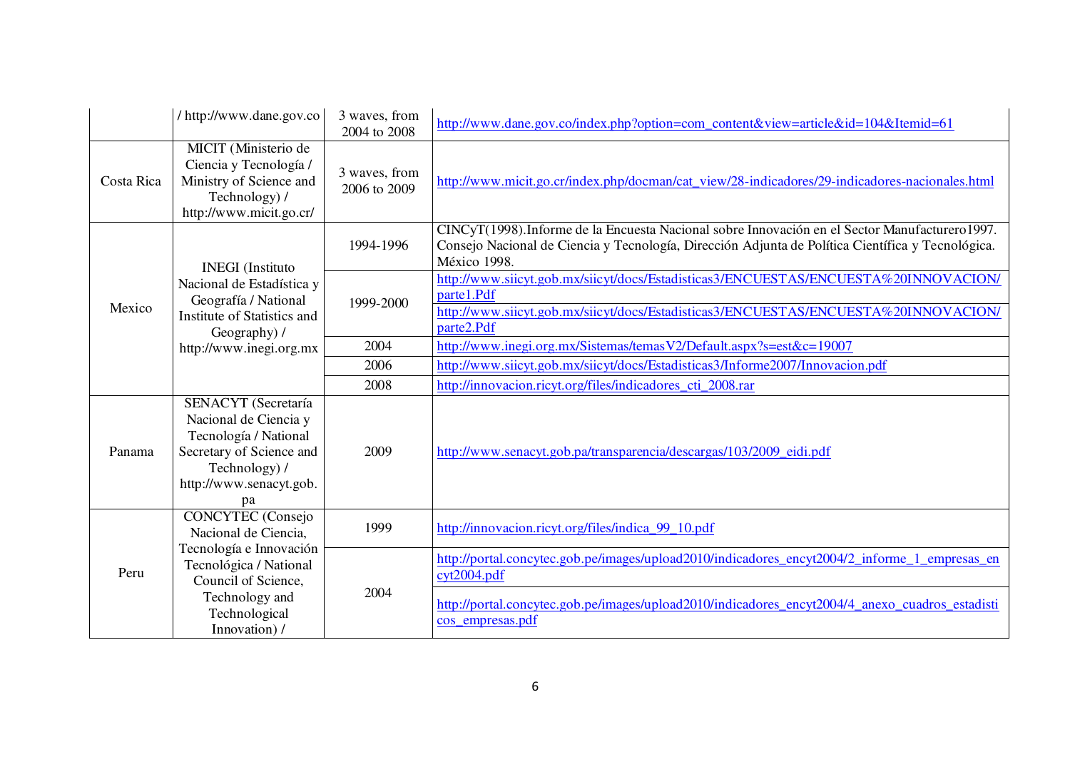|  |  |  |  |
|---|---|---|---|
|  | / http://www.dane.gov.co | 3 waves, from 2004 to 2008 | http://www.dane.gov.co/index.php?option=com_content&view=article&id=104&Itemid=61 |
| Costa Rica | MICIT (Ministerio de Ciencia y Tecnología / Ministry of Science and Technology) / http://www.micit.go.cr/ | 3 waves, from 2006 to 2009 | http://www.micit.go.cr/index.php/docman/cat_view/28-indicadores/29-indicadores-nacionales.html |
| Mexico | INEGI (Instituto Nacional de Estadística y Geografía / National Institute of Statistics and Geography) / http://www.inegi.org.mx | 1994-1996 | CINCyT(1998).Informe de la Encuesta Nacional sobre Innovación en el Sector Manufacturero1997. Consejo Nacional de Ciencia y Tecnología, Dirección Adjunta de Política Científica y Tecnológica. México 1998. |
|  |  | 1999-2000 | http://www.siicyt.gob.mx/siicyt/docs/Estadisticas3/ENCUESTAS/ENCUESTA%20INNOVACION/parte1.Pdf |
|  |  |  | http://www.siicyt.gob.mx/siicyt/docs/Estadisticas3/ENCUESTAS/ENCUESTA%20INNOVACION/parte2.Pdf |
|  |  | 2004 | http://www.inegi.org.mx/Sistemas/temasV2/Default.aspx?s=est&c=19007 |
|  |  | 2006 | http://www.siicyt.gob.mx/siicyt/docs/Estadisticas3/Informe2007/Innovacion.pdf |
|  |  | 2008 | http://innovacion.ricyt.org/files/indicadores_cti_2008.rar |
| Panama | SENACYT (Secretaría Nacional de Ciencia y Tecnología / National Secretary of Science and Technology) / http://www.senacyt.gob.pa | 2009 | http://www.senacyt.gob.pa/transparencia/descargas/103/2009_eidi.pdf |
| Peru | CONCYTEC (Consejo Nacional de Ciencia, Tecnología e Innovación Tecnológica / National Council of Science, Technology and Technological Innovation) / | 1999 | http://innovacion.ricyt.org/files/indica_99_10.pdf |
|  |  | 2004 | http://portal.concytec.gob.pe/images/upload2010/indicadores_encyt2004/2_informe_1_empresas_encyt2004.pdf |
|  |  |  | http://portal.concytec.gob.pe/images/upload2010/indicadores_encyt2004/4_anexo_cuadros_estadisticos_empresas.pdf |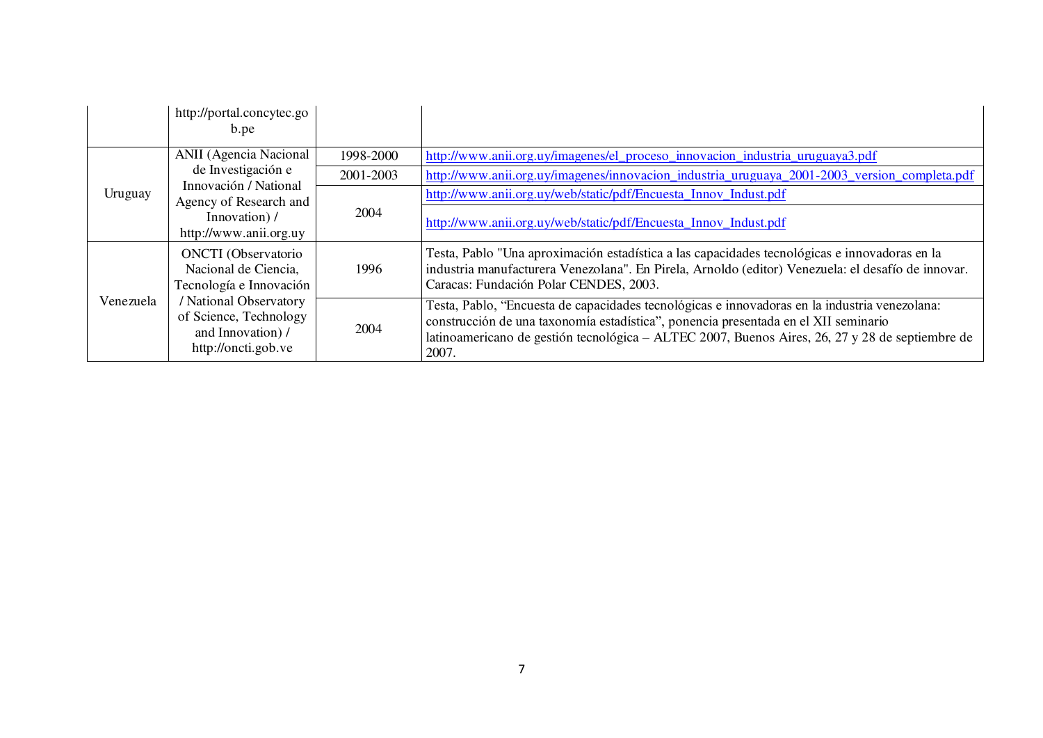| | | | |
|---|---|---|---|
| | http://portal.concytec.gob.pe | | |
| Uruguay | ANII (Agencia Nacional de Investigación e Innovación / National Agency of Research and Innovation) / http://www.anii.org.uy | 1998-2000 | http://www.anii.org.uy/imagenes/el_proceso_innovacion_industria_uruguaya3.pdf |
| | | 2001-2003 | http://www.anii.org.uy/imagenes/innovacion_industria_uruguaya_2001-2003_version_completa.pdf |
| | | 2004 | http://www.anii.org.uy/web/static/pdf/Encuesta_Innov_Indust.pdf |
| | | | http://www.anii.org.uy/web/static/pdf/Encuesta_Innov_Indust.pdf |
| Venezuela | ONCTI (Observatorio Nacional de Ciencia, Tecnología e Innovación / National Observatory of Science, Technology and Innovation) / http://oncti.gob.ve | 1996 | Testa, Pablo "Una aproximación estadística a las capacidades tecnológicas e innovadoras en la industria manufacturera Venezolana". En Pirela, Arnoldo (editor) Venezuela: el desafío de innovar. Caracas: Fundación Polar CENDES, 2003. |
| | | 2004 | Testa, Pablo, "Encuesta de capacidades tecnológicas e innovadoras en la industria venezolana: construcción de una taxonomía estadística", ponencia presentada en el XII seminario latinoamericano de gestión tecnológica – ALTEC 2007, Buenos Aires, 26, 27 y 28 de septiembre de 2007. |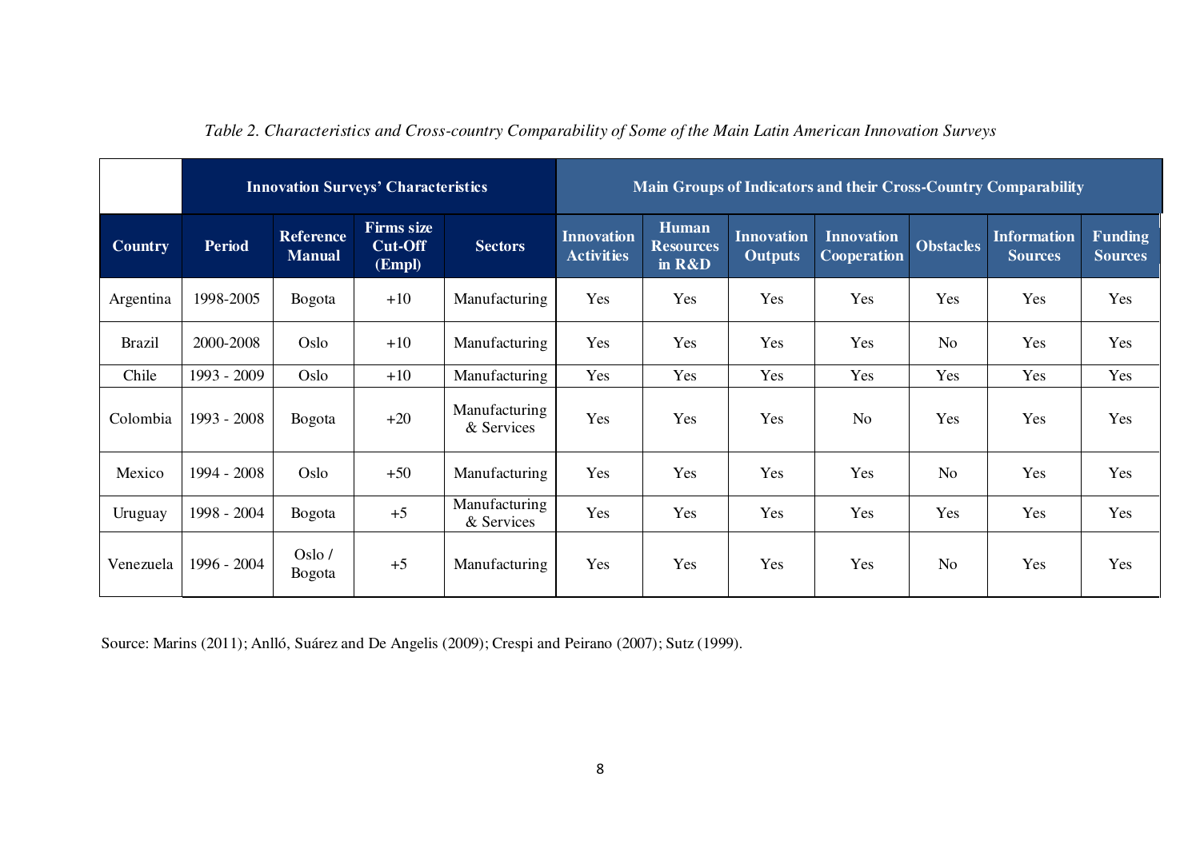*Table 2. Characteristics and Cross-country Comparability of Some of the Main Latin American Innovation Surveys*

| | Innovation Surveys' Characteristics | | | | Main Groups of Indicators and their Cross-Country Comparability | | | | | | |
|---|---|---|---|---|---|---|---|---|---|---|---|
| **Country** | **Period** | **Reference Manual** | **Firms size Cut-Off (Empl)** | **Sectors** | **Innovation Activities** | **Human Resources in R&D** | **Innovation Outputs** | **Innovation Cooperation** | **Obstacles** | **Information Sources** | **Funding Sources** |
| Argentina | 1998-2005 | Bogota | +10 | Manufacturing | Yes | Yes | Yes | Yes | Yes | Yes | Yes |
| Brazil | 2000-2008 | Oslo | +10 | Manufacturing | Yes | Yes | Yes | Yes | No | Yes | Yes |
| Chile | 1993 - 2009 | Oslo | +10 | Manufacturing | Yes | Yes | Yes | Yes | Yes | Yes | Yes |
| Colombia | 1993 - 2008 | Bogota | +20 | Manufacturing & Services | Yes | Yes | Yes | No | Yes | Yes | Yes |
| Mexico | 1994 - 2008 | Oslo | +50 | Manufacturing | Yes | Yes | Yes | Yes | No | Yes | Yes |
| Uruguay | 1998 - 2004 | Bogota | +5 | Manufacturing & Services | Yes | Yes | Yes | Yes | Yes | Yes | Yes |
| Venezuela | 1996 - 2004 | Oslo / Bogota | +5 | Manufacturing | Yes | Yes | Yes | Yes | No | Yes | Yes |

Source: Marins (2011); Anlló, Suárez and De Angelis (2009); Crespi and Peirano (2007); Sutz (1999).